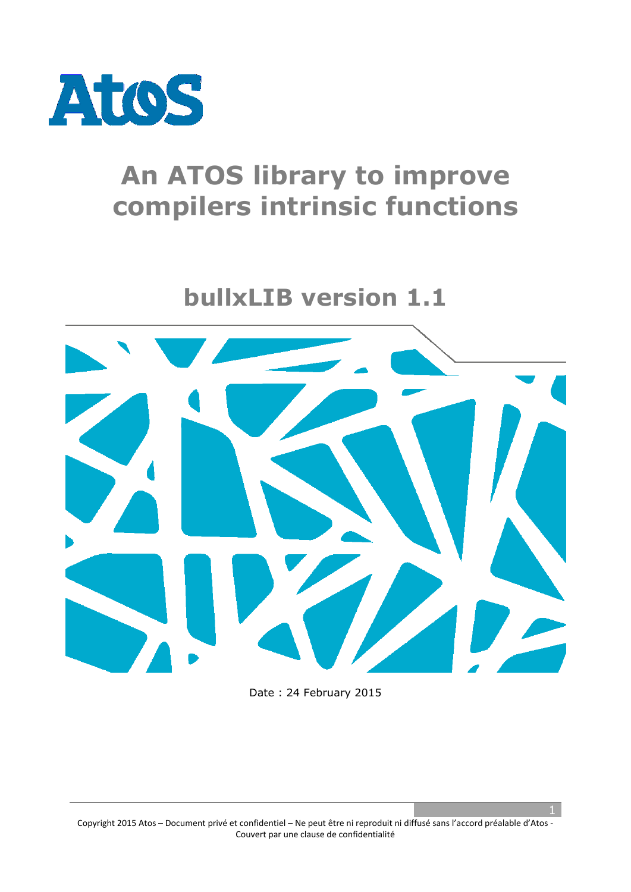# An ATOS library to improve compilers intrinsic functions

## bullxLIB version 1.1

Date : 24 February 2015

Copyright 2015 Atos – Document privé et confidentiel – Ne peut être ni reproduit ni diffusé sans l'accord préalable d'Atos - Couvert par une clause de confidentialité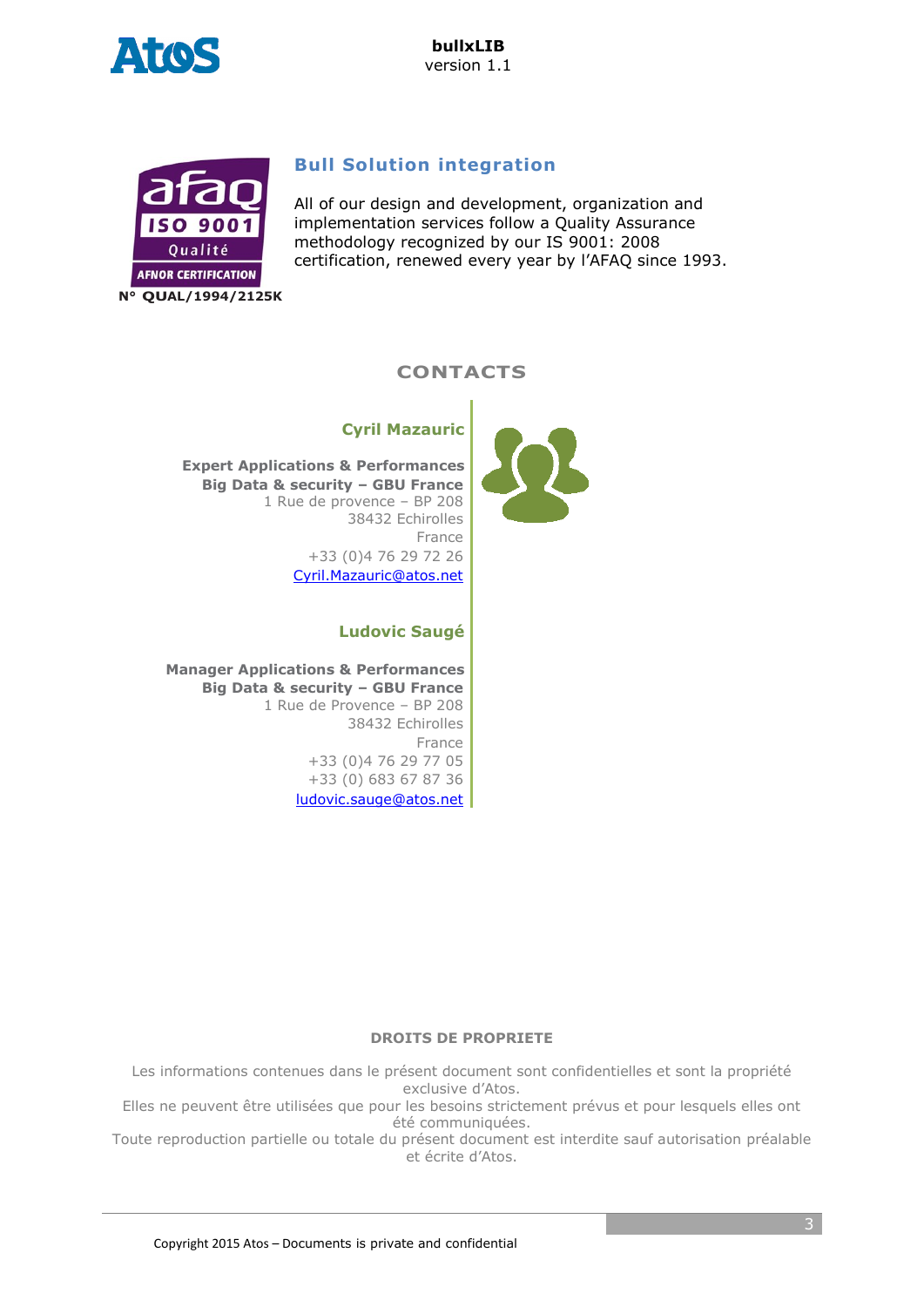## Bull Solution integration

All of our design and development, organization and implementation services follow a Quality Assurance methodology recognized by our IS 9001: 2008 certification, renewed every year by l'AFAQ since 1993.

N° QUAL/1994/2125K

## CONTACTS

### Cyril Mazauric

**Expert Applications & Performances**
**Big Data & security – GBU France**
1 Rue de provence – BP 208
38432 Echirolles
France
+33 (0)4 76 29 72 26
Cyril.Mazauric@atos.net

### Ludovic Saugé

**Manager Applications & Performances**
**Big Data & security – GBU France**
1 Rue de Provence – BP 208
38432 Echirolles
France
+33 (0)4 76 29 77 05
+33 (0) 683 67 87 36
ludovic.sauge@atos.net

**DROITS DE PROPRIETE**

Les informations contenues dans le présent document sont confidentielles et sont la propriété exclusive d'Atos.
Elles ne peuvent être utilisées que pour les besoins strictement prévus et pour lesquels elles ont été communiquées.
Toute reproduction partielle ou totale du présent document est interdite sauf autorisation préalable et écrite d'Atos.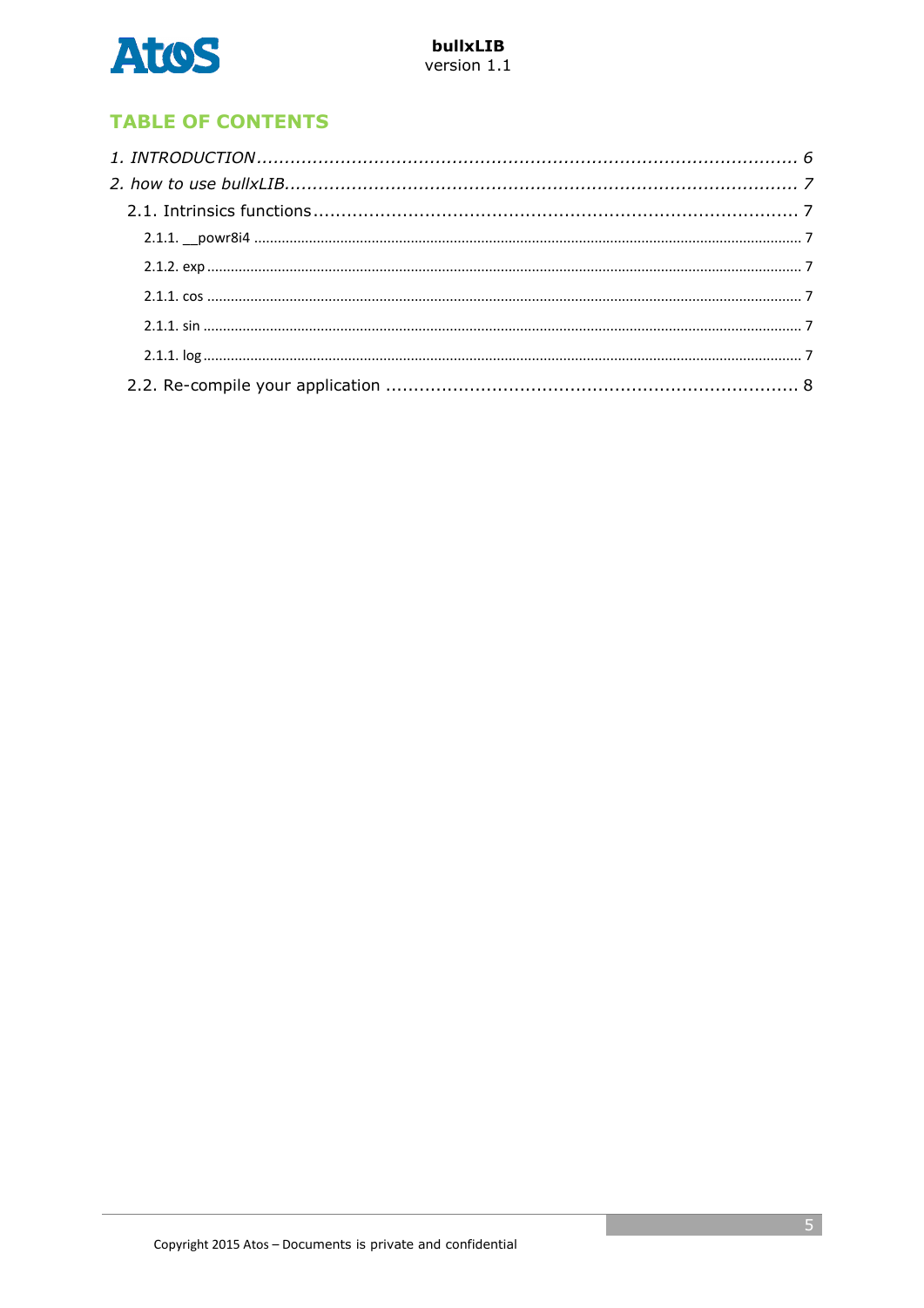## TABLE OF CONTENTS

*1. INTRODUCTION* ........................................................................................ 6

*2. how to use bullxLIB* ................................................................................... 7

- 2.1. Intrinsics functions ........................................................................... 7
  - 2.1.1. __powr8i4 ........................................................................... 7
  - 2.1.2. exp ........................................................................................ 7
  - 2.1.1. cos ........................................................................................ 7
  - 2.1.1. sin ......................................................................................... 7
  - 2.1.1. log ........................................................................................ 7
- 2.2. Re-compile your application ............................................................. 8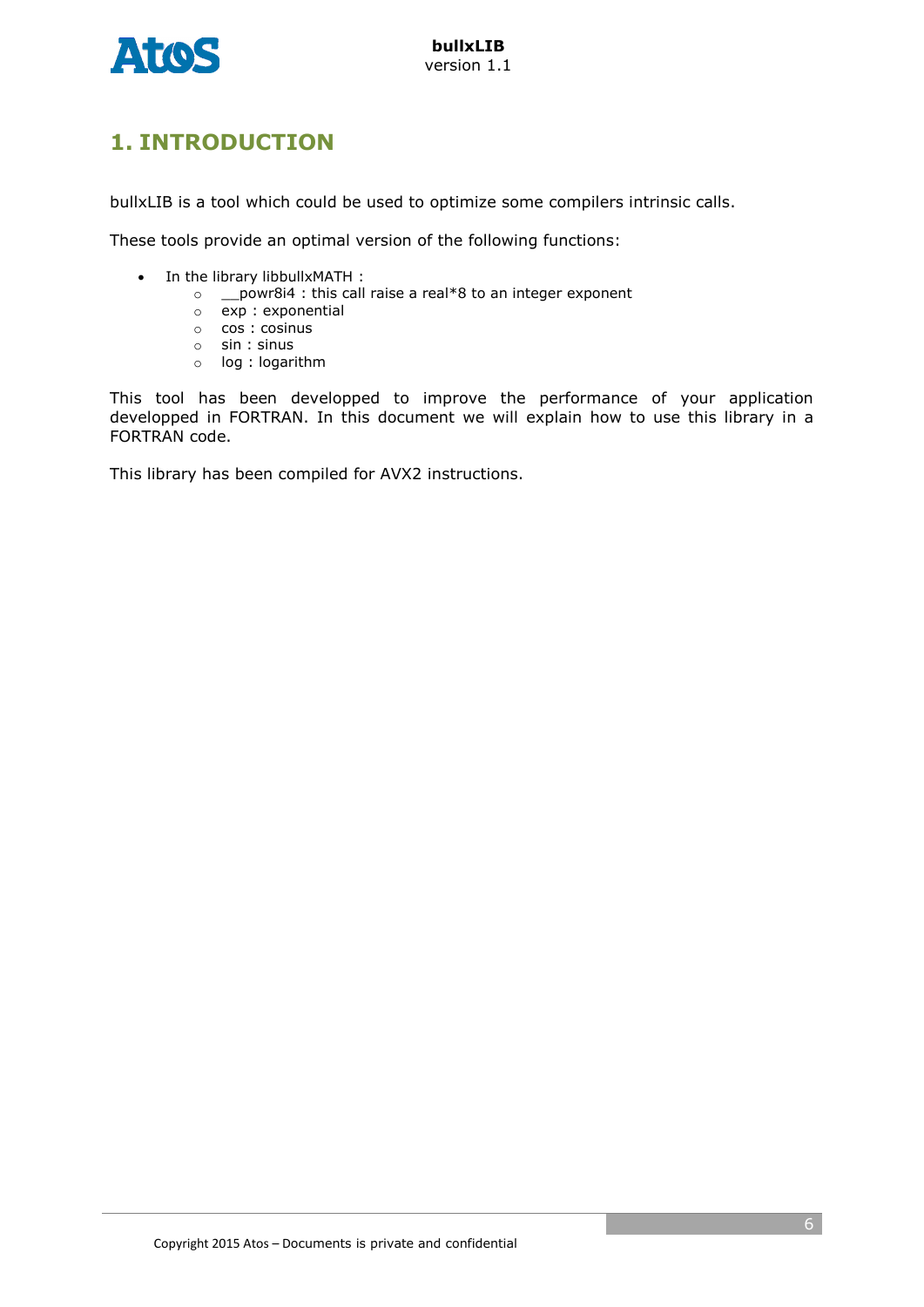# 1. INTRODUCTION

bullxLIB is a tool which could be used to optimize some compilers intrinsic calls.

These tools provide an optimal version of the following functions:

- In the library libbullxMATH :
  - __powr8i4 : this call raise a real*8 to an integer exponent
  - exp : exponential
  - cos : cosinus
  - sin : sinus
  - log : logarithm

This tool has been developped to improve the performance of your application developped in FORTRAN. In this document we will explain how to use this library in a FORTRAN code.

This library has been compiled for AVX2 instructions.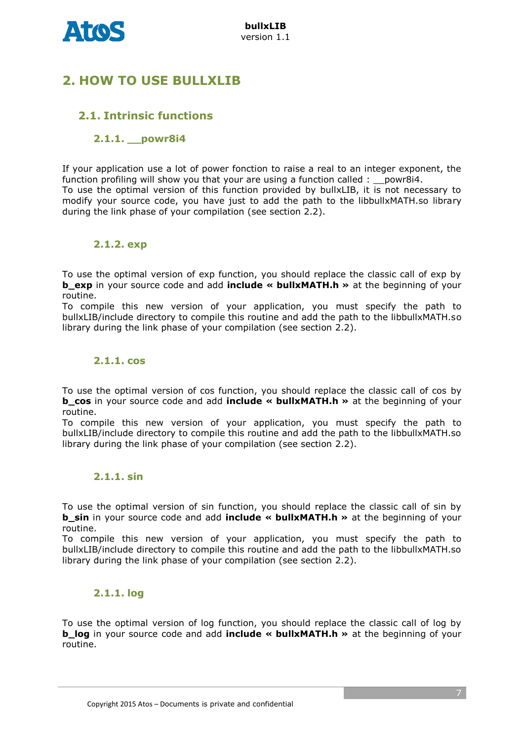# 2. HOW TO USE BULLXLIB

## 2.1. Intrinsic functions

### 2.1.1. __powr8i4

If your application use a lot of power fonction to raise a real to an integer exponent, the function profiling will show you that your are using a function called : __powr8i4.
To use the optimal version of this function provided by bullxLIB, it is not necessary to modify your source code, you have just to add the path to the libbullxMATH.so library during the link phase of your compilation (see section 2.2).

### 2.1.2. exp

To use the optimal version of exp function, you should replace the classic call of exp by **b_exp** in your source code and add **include « bullxMATH.h »** at the beginning of your routine.
To compile this new version of your application, you must specify the path to bullxLIB/include directory to compile this routine and add the path to the libbullxMATH.so library during the link phase of your compilation (see section 2.2).

### 2.1.1. cos

To use the optimal version of cos function, you should replace the classic call of cos by **b_cos** in your source code and add **include « bullxMATH.h »** at the beginning of your routine.
To compile this new version of your application, you must specify the path to bullxLIB/include directory to compile this routine and add the path to the libbullxMATH.so library during the link phase of your compilation (see section 2.2).

### 2.1.1. sin

To use the optimal version of sin function, you should replace the classic call of sin by **b_sin** in your source code and add **include « bullxMATH.h »** at the beginning of your routine.
To compile this new version of your application, you must specify the path to bullxLIB/include directory to compile this routine and add the path to the libbullxMATH.so library during the link phase of your compilation (see section 2.2).

### 2.1.1. log

To use the optimal version of log function, you should replace the classic call of log by **b_log** in your source code and add **include « bullxMATH.h »** at the beginning of your routine.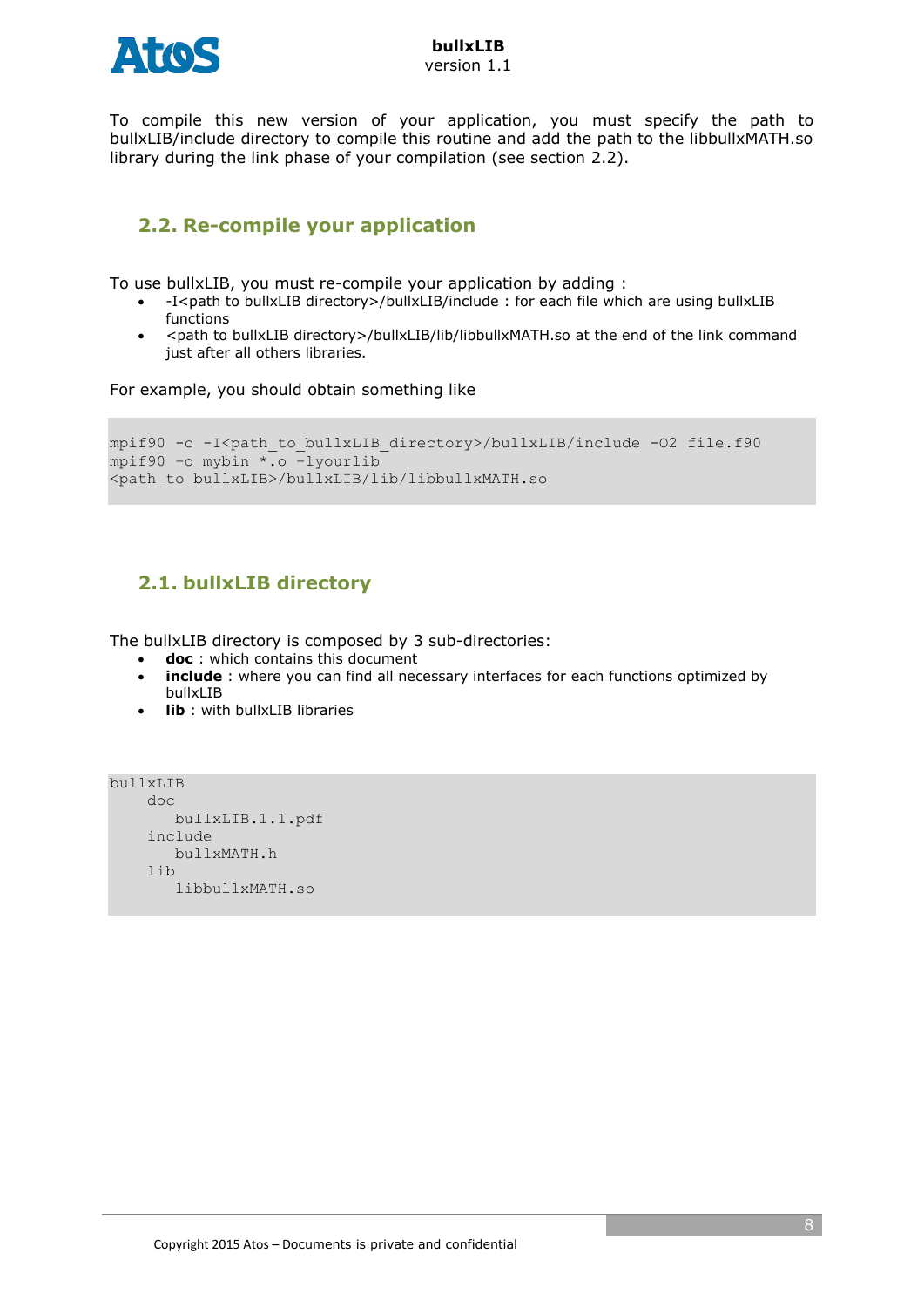To compile this new version of your application, you must specify the path to bullxLIB/include directory to compile this routine and add the path to the libbullxMATH.so library during the link phase of your compilation (see section 2.2).

## 2.2. Re-compile your application

To use bullxLIB, you must re-compile your application by adding :

- -I<path to bullxLIB directory>/bullxLIB/include : for each file which are using bullxLIB functions
- <path to bullxLIB directory>/bullxLIB/lib/libbullxMATH.so at the end of the link command just after all others libraries.

For example, you should obtain something like

```
mpif90 -c -I<path_to_bullxLIB_directory>/bullxLIB/include -O2 file.f90
mpif90 –o mybin *.o –lyourlib
<path_to_bullxLIB>/bullxLIB/lib/libbullxMATH.so
```

## 2.1. bullxLIB directory

The bullxLIB directory is composed by 3 sub-directories:

- **doc** : which contains this document
- **include** : where you can find all necessary interfaces for each functions optimized by bullxLIB
- **lib** : with bullxLIB libraries

```
bullxLIB
    doc
       bullxLIB.1.1.pdf
    include
       bullxMATH.h
    lib
       libbullxMATH.so
```